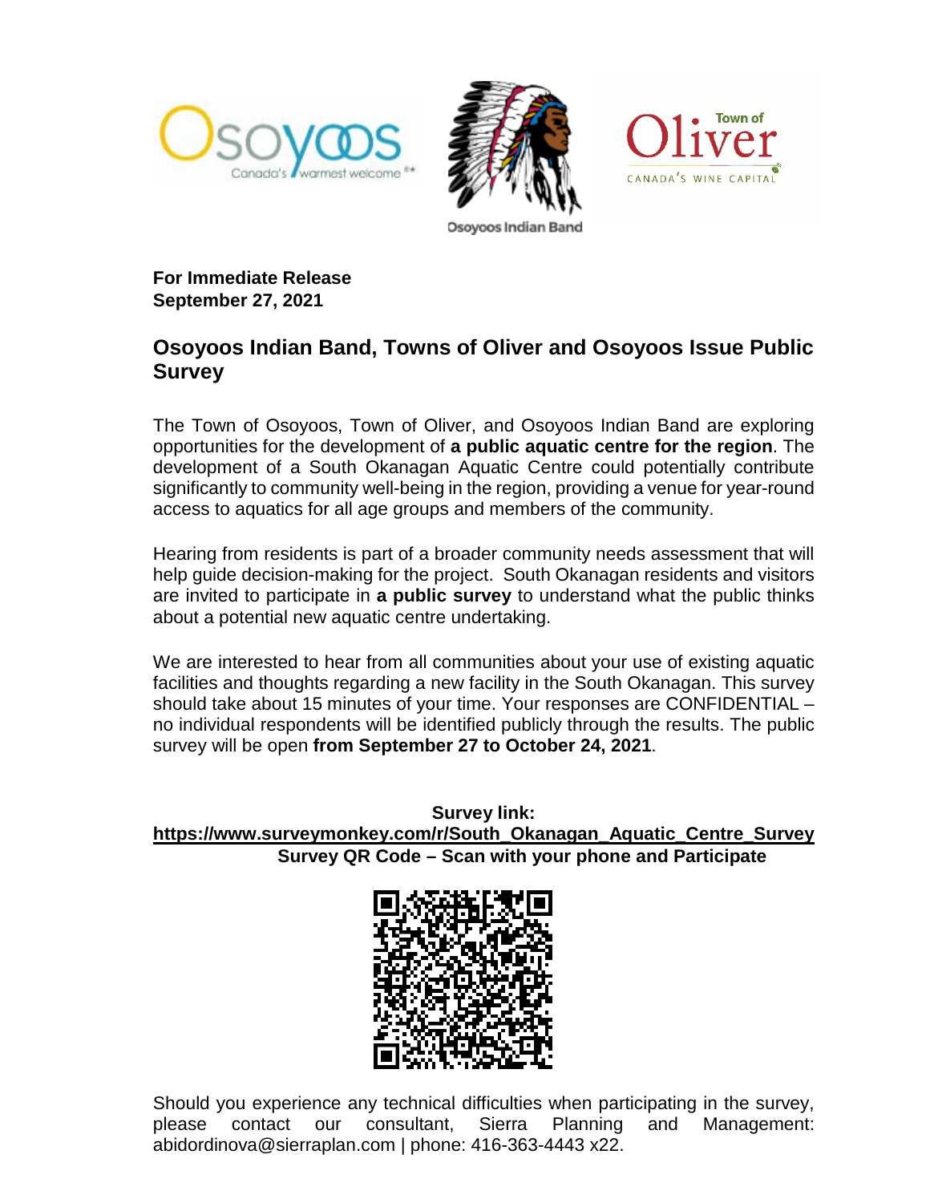**For Immediate Release**
**September 27, 2021**

# Osoyoos Indian Band, Towns of Oliver and Osoyoos Issue Public Survey

The Town of Osoyoos, Town of Oliver, and Osoyoos Indian Band are exploring opportunities for the development of **a public aquatic centre for the region**. The development of a South Okanagan Aquatic Centre could potentially contribute significantly to community well-being in the region, providing a venue for year-round access to aquatics for all age groups and members of the community.

Hearing from residents is part of a broader community needs assessment that will help guide decision-making for the project. South Okanagan residents and visitors are invited to participate in **a public survey** to understand what the public thinks about a potential new aquatic centre undertaking.

We are interested to hear from all communities about your use of existing aquatic facilities and thoughts regarding a new facility in the South Okanagan. This survey should take about 15 minutes of your time. Your responses are CONFIDENTIAL – no individual respondents will be identified publicly through the results. The public survey will be open **from September 27 to October 24, 2021**.

**Survey link:**
**https://www.surveymonkey.com/r/South_Okanagan_Aquatic_Centre_Survey**
**Survey QR Code – Scan with your phone and Participate**

Should you experience any technical difficulties when participating in the survey, please contact our consultant, Sierra Planning and Management: abidordinova@sierraplan.com | phone: 416-363-4443 x22.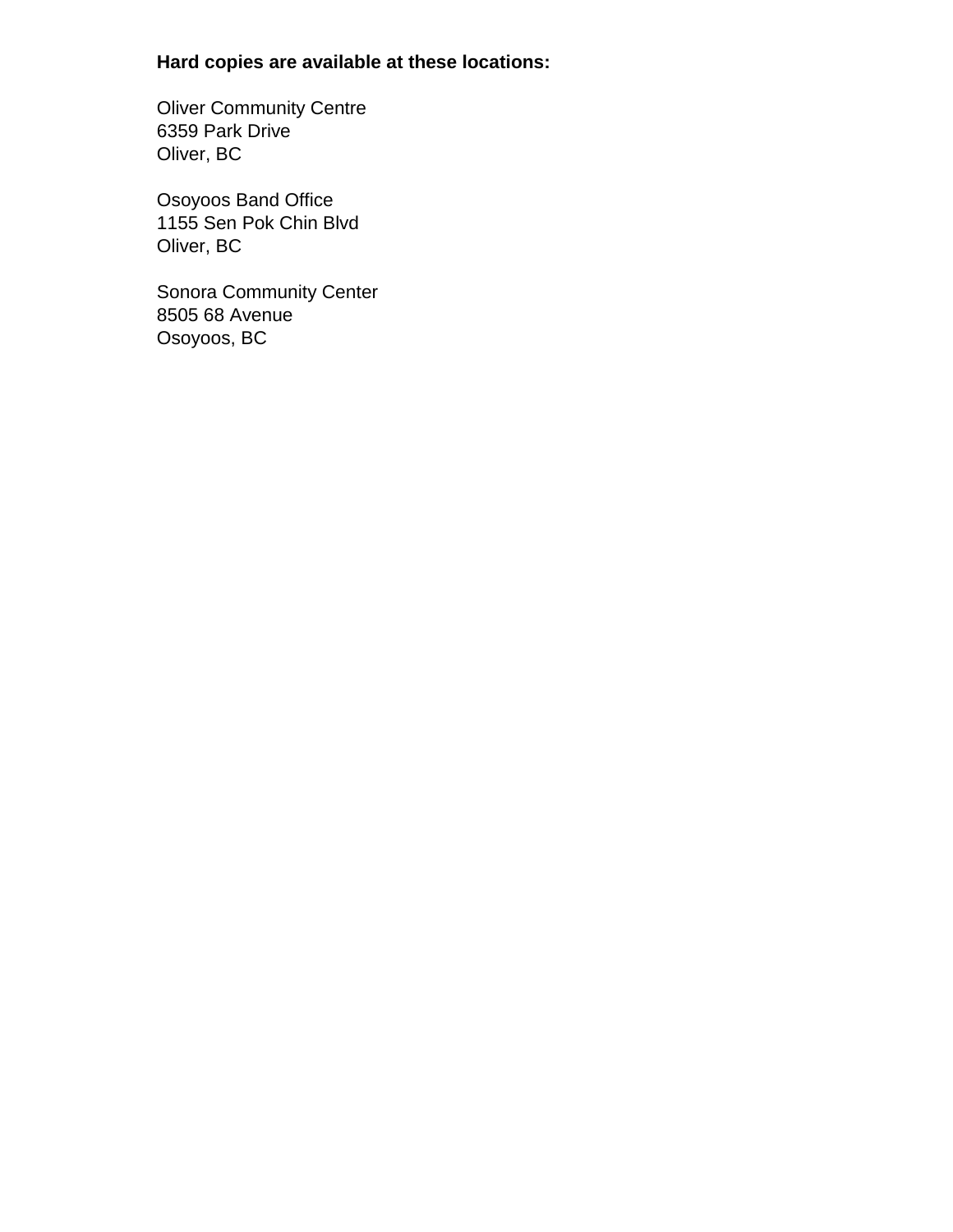**Hard copies are available at these locations:**

Oliver Community Centre
6359 Park Drive
Oliver, BC

Osoyoos Band Office
1155 Sen Pok Chin Blvd
Oliver, BC

Sonora Community Center
8505 68 Avenue
Osoyoos, BC